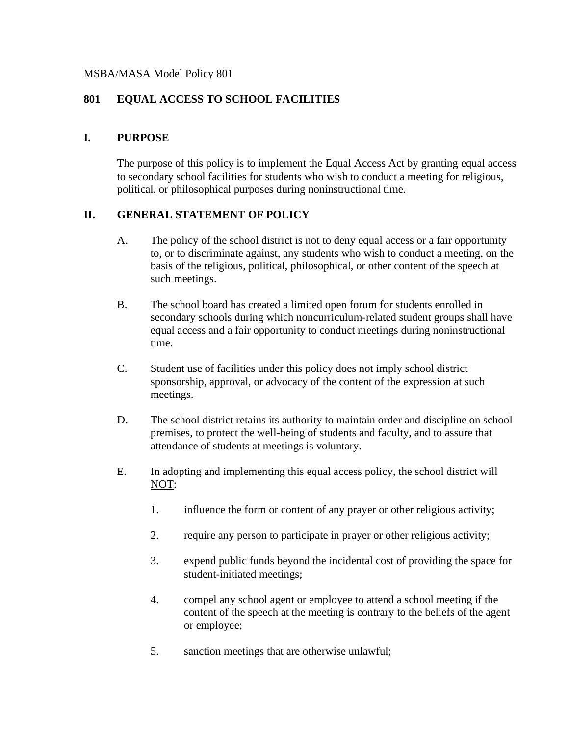MSBA/MASA Model Policy 801

# 801 EQUAL ACCESS TO SCHOOL FACILITIES

## I. PURPOSE

The purpose of this policy is to implement the Equal Access Act by granting equal access to secondary school facilities for students who wish to conduct a meeting for religious, political, or philosophical purposes during noninstructional time.

## II. GENERAL STATEMENT OF POLICY

A. The policy of the school district is not to deny equal access or a fair opportunity to, or to discriminate against, any students who wish to conduct a meeting, on the basis of the religious, political, philosophical, or other content of the speech at such meetings.

B. The school board has created a limited open forum for students enrolled in secondary schools during which noncurriculum-related student groups shall have equal access and a fair opportunity to conduct meetings during noninstructional time.

C. Student use of facilities under this policy does not imply school district sponsorship, approval, or advocacy of the content of the expression at such meetings.

D. The school district retains its authority to maintain order and discipline on school premises, to protect the well-being of students and faculty, and to assure that attendance of students at meetings is voluntary.

E. In adopting and implementing this equal access policy, the school district will <u>NOT</u>:

1. influence the form or content of any prayer or other religious activity;

2. require any person to participate in prayer or other religious activity;

3. expend public funds beyond the incidental cost of providing the space for student-initiated meetings;

4. compel any school agent or employee to attend a school meeting if the content of the speech at the meeting is contrary to the beliefs of the agent or employee;

5. sanction meetings that are otherwise unlawful;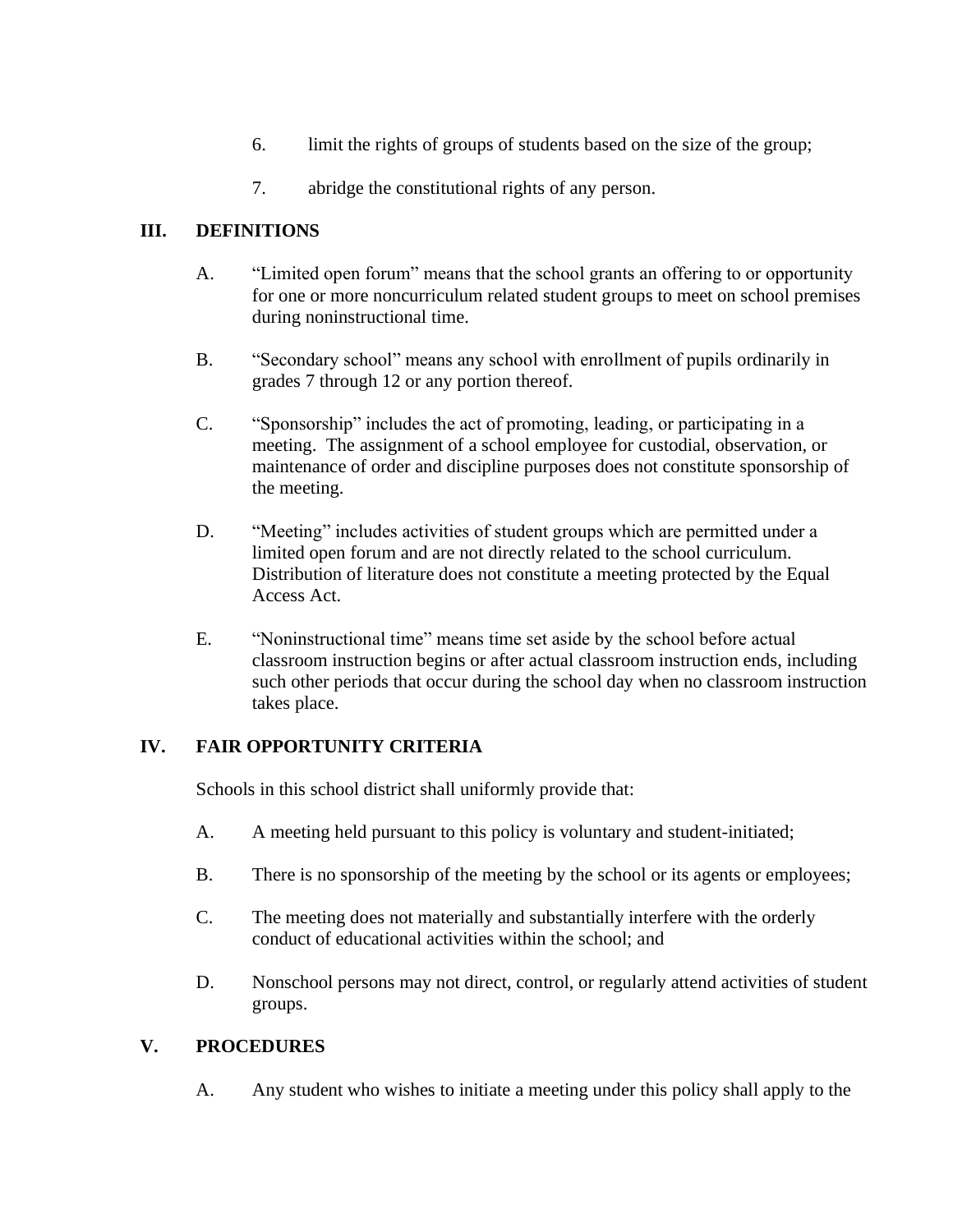6. limit the rights of groups of students based on the size of the group;

7. abridge the constitutional rights of any person.

## III. DEFINITIONS

A. "Limited open forum" means that the school grants an offering to or opportunity for one or more noncurriculum related student groups to meet on school premises during noninstructional time.

B. "Secondary school" means any school with enrollment of pupils ordinarily in grades 7 through 12 or any portion thereof.

C. "Sponsorship" includes the act of promoting, leading, or participating in a meeting. The assignment of a school employee for custodial, observation, or maintenance of order and discipline purposes does not constitute sponsorship of the meeting.

D. "Meeting" includes activities of student groups which are permitted under a limited open forum and are not directly related to the school curriculum. Distribution of literature does not constitute a meeting protected by the Equal Access Act.

E. "Noninstructional time" means time set aside by the school before actual classroom instruction begins or after actual classroom instruction ends, including such other periods that occur during the school day when no classroom instruction takes place.

## IV. FAIR OPPORTUNITY CRITERIA

Schools in this school district shall uniformly provide that:

A. A meeting held pursuant to this policy is voluntary and student-initiated;

B. There is no sponsorship of the meeting by the school or its agents or employees;

C. The meeting does not materially and substantially interfere with the orderly conduct of educational activities within the school; and

D. Nonschool persons may not direct, control, or regularly attend activities of student groups.

## V. PROCEDURES

A. Any student who wishes to initiate a meeting under this policy shall apply to the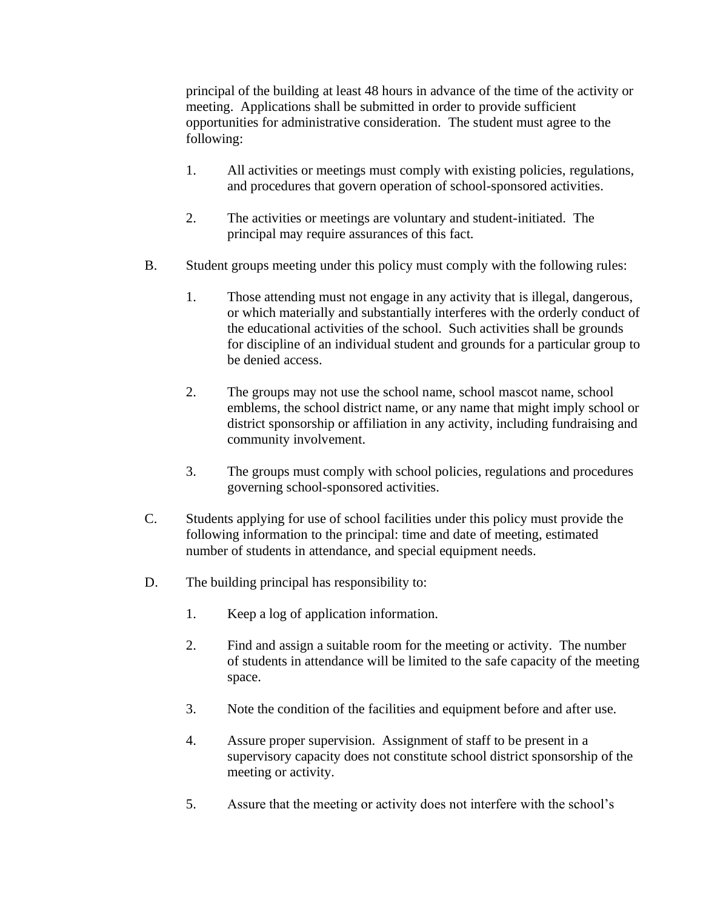principal of the building at least 48 hours in advance of the time of the activity or meeting. Applications shall be submitted in order to provide sufficient opportunities for administrative consideration. The student must agree to the following:

1. All activities or meetings must comply with existing policies, regulations, and procedures that govern operation of school-sponsored activities.

2. The activities or meetings are voluntary and student-initiated. The principal may require assurances of this fact.

B. Student groups meeting under this policy must comply with the following rules:

   1. Those attending must not engage in any activity that is illegal, dangerous, or which materially and substantially interferes with the orderly conduct of the educational activities of the school. Such activities shall be grounds for discipline of an individual student and grounds for a particular group to be denied access.

   2. The groups may not use the school name, school mascot name, school emblems, the school district name, or any name that might imply school or district sponsorship or affiliation in any activity, including fundraising and community involvement.

   3. The groups must comply with school policies, regulations and procedures governing school-sponsored activities.

C. Students applying for use of school facilities under this policy must provide the following information to the principal: time and date of meeting, estimated number of students in attendance, and special equipment needs.

D. The building principal has responsibility to:

   1. Keep a log of application information.

   2. Find and assign a suitable room for the meeting or activity. The number of students in attendance will be limited to the safe capacity of the meeting space.

   3. Note the condition of the facilities and equipment before and after use.

   4. Assure proper supervision. Assignment of staff to be present in a supervisory capacity does not constitute school district sponsorship of the meeting or activity.

   5. Assure that the meeting or activity does not interfere with the school's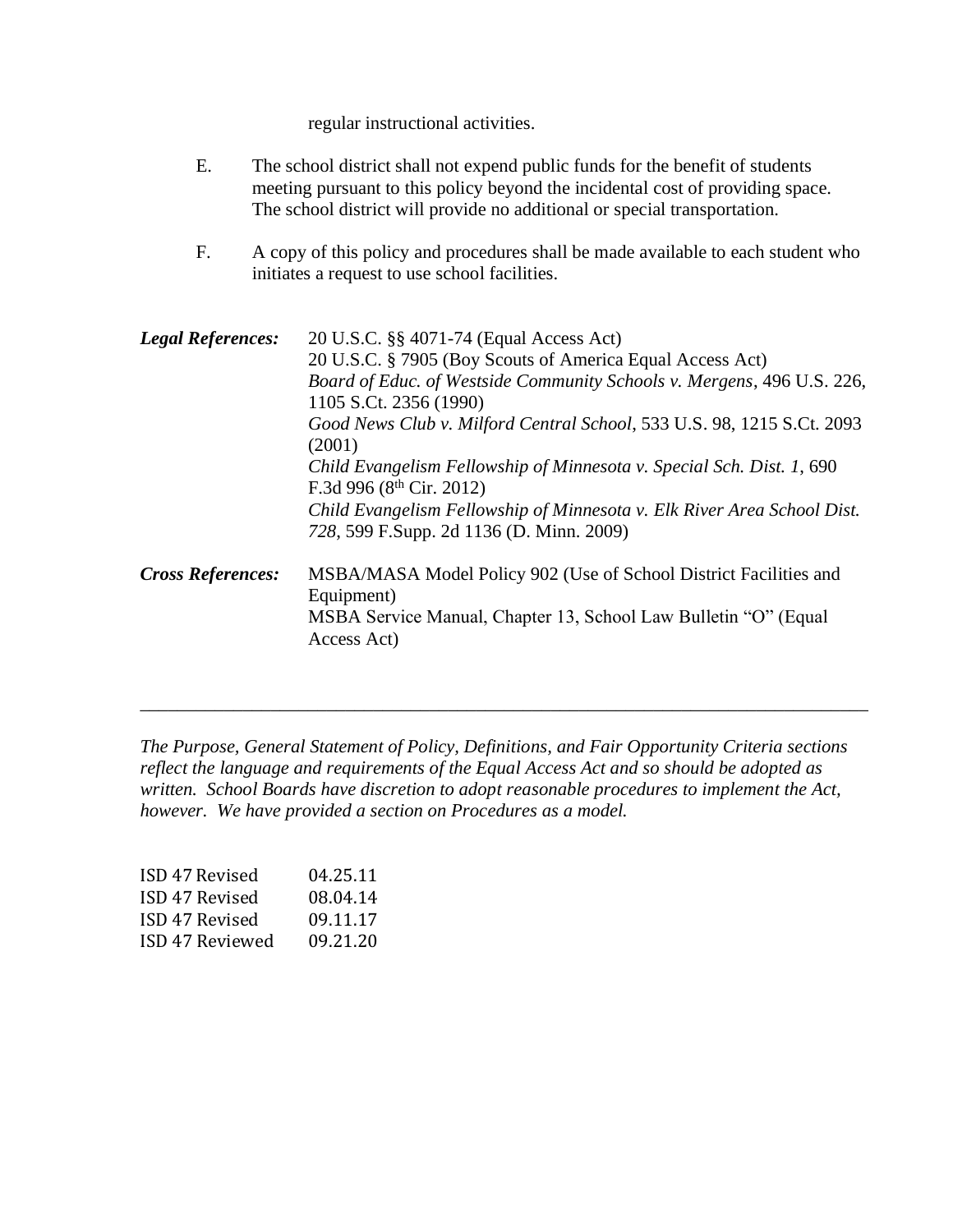regular instructional activities.

E. The school district shall not expend public funds for the benefit of students meeting pursuant to this policy beyond the incidental cost of providing space. The school district will provide no additional or special transportation.

F. A copy of this policy and procedures shall be made available to each student who initiates a request to use school facilities.

***Legal References:***

20 U.S.C. §§ 4071-74 (Equal Access Act)
20 U.S.C. § 7905 (Boy Scouts of America Equal Access Act)
*Board of Educ. of Westside Community Schools v. Mergens*, 496 U.S. 226, 1105 S.Ct. 2356 (1990)
*Good News Club v. Milford Central School*, 533 U.S. 98, 1215 S.Ct. 2093 (2001)
*Child Evangelism Fellowship of Minnesota v. Special Sch. Dist. 1*, 690 F.3d 996 (8th Cir. 2012)
*Child Evangelism Fellowship of Minnesota v. Elk River Area School Dist. 728*, 599 F.Supp. 2d 1136 (D. Minn. 2009)

***Cross References:***

MSBA/MASA Model Policy 902 (Use of School District Facilities and Equipment)
MSBA Service Manual, Chapter 13, School Law Bulletin "O" (Equal Access Act)

---

*The Purpose, General Statement of Policy, Definitions, and Fair Opportunity Criteria sections reflect the language and requirements of the Equal Access Act and so should be adopted as written. School Boards have discretion to adopt reasonable procedures to implement the Act, however. We have provided a section on Procedures as a model.*

| | |
|---|---|
| ISD 47 Revised | 04.25.11 |
| ISD 47 Revised | 08.04.14 |
| ISD 47 Revised | 09.11.17 |
| ISD 47 Reviewed | 09.21.20 |